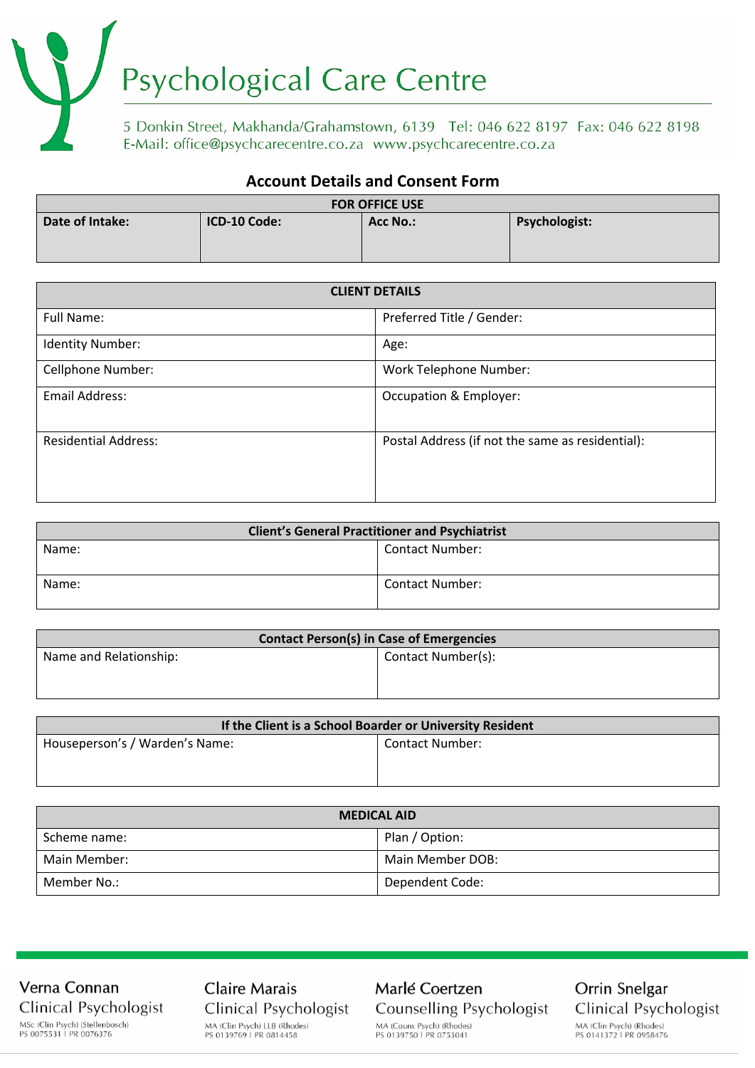# Psychological Care Centre

5 Donkin Street, Makhanda/Grahamstown, 6139 Tel: 046 622 8197 Fax: 046 622 8198
E-Mail: office@psychcarecentre.co.za www.psychcarecentre.co.za

## Account Details and Consent Form

| FOR OFFICE USE | | | |
|---|---|---|---|
| **Date of Intake:** | **ICD-10 Code:** | **Acc No.:** | **Psychologist:** |

| CLIENT DETAILS | |
|---|---|
| Full Name: | Preferred Title / Gender: |
| Identity Number: | Age: |
| Cellphone Number: | Work Telephone Number: |
| Email Address: | Occupation & Employer: |
| Residential Address: | Postal Address (if not the same as residential): |

| Client's General Practitioner and Psychiatrist | |
|---|---|
| Name: | Contact Number: |
| Name: | Contact Number: |

| Contact Person(s) in Case of Emergencies | |
|---|---|
| Name and Relationship: | Contact Number(s): |

| If the Client is a School Boarder or University Resident | |
|---|---|
| Houseperson's / Warden's Name: | Contact Number: |

| MEDICAL AID | |
|---|---|
| Scheme name: | Plan / Option: |
| Main Member: | Main Member DOB: |
| Member No.: | Dependent Code: |

Verna Connan
Clinical Psychologist
MSc (Clin Psych) (Stellenbosch)
PS 0075531 | PR 0076376

Claire Marais
Clinical Psychologist
MA (Clin Psych) LLB (Rhodes)
PS 0139769 | PR 0814458

Marlé Coertzen
Counselling Psychologist
MA (Couns Psych) (Rhodes)
PS 0139750 | PR 0753041

Orrin Snelgar
Clinical Psychologist
MA (Clin Psych) (Rhodes)
PS 0141372 | PR 0958476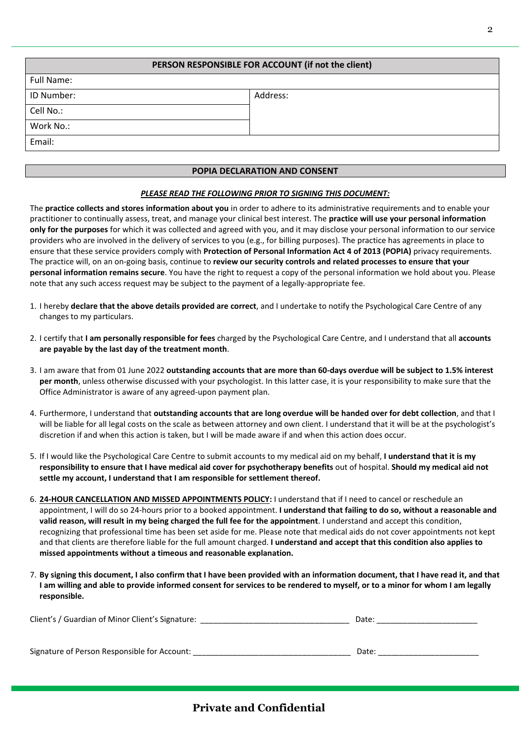| PERSON RESPONSIBLE FOR ACCOUNT (if not the client) | |
|---|---|
| Full Name: | |
| ID Number: | Address: |
| Cell No.: | |
| Work No.: | |
| Email: | |

## POPIA DECLARATION AND CONSENT

***PLEASE READ THE FOLLOWING PRIOR TO SIGNING THIS DOCUMENT:***

The **practice collects and stores information about you** in order to adhere to its administrative requirements and to enable your practitioner to continually assess, treat, and manage your clinical best interest. The **practice will use your personal information only for the purposes** for which it was collected and agreed with you, and it may disclose your personal information to our service providers who are involved in the delivery of services to you (e.g., for billing purposes). The practice has agreements in place to ensure that these service providers comply with **Protection of Personal Information Act 4 of 2013 (POPIA)** privacy requirements. The practice will, on an on-going basis, continue to **review our security controls and related processes to ensure that your personal information remains secure**. You have the right to request a copy of the personal information we hold about you. Please note that any such access request may be subject to the payment of a legally-appropriate fee.

1. I hereby **declare that the above details provided are correct**, and I undertake to notify the Psychological Care Centre of any changes to my particulars.

2. I certify that **I am personally responsible for fees** charged by the Psychological Care Centre, and I understand that all **accounts are payable by the last day of the treatment month**.

3. I am aware that from 01 June 2022 **outstanding accounts that are more than 60-days overdue will be subject to 1.5% interest per month**, unless otherwise discussed with your psychologist. In this latter case, it is your responsibility to make sure that the Office Administrator is aware of any agreed-upon payment plan.

4. Furthermore, I understand that **outstanding accounts that are long overdue will be handed over for debt collection**, and that I will be liable for all legal costs on the scale as between attorney and own client. I understand that it will be at the psychologist's discretion if and when this action is taken, but I will be made aware if and when this action does occur.

5. If I would like the Psychological Care Centre to submit accounts to my medical aid on my behalf, **I understand that it is my responsibility to ensure that I have medical aid cover for psychotherapy benefits** out of hospital. **Should my medical aid not settle my account, I understand that I am responsible for settlement thereof.**

6. **24-HOUR CANCELLATION AND MISSED APPOINTMENTS POLICY:** I understand that if I need to cancel or reschedule an appointment, I will do so 24-hours prior to a booked appointment. **I understand that failing to do so, without a reasonable and valid reason, will result in my being charged the full fee for the appointment**. I understand and accept this condition, recognizing that professional time has been set aside for me. Please note that medical aids do not cover appointments not kept and that clients are therefore liable for the full amount charged. **I understand and accept that this condition also applies to missed appointments without a timeous and reasonable explanation.**

7. **By signing this document, I also confirm that I have been provided with an information document, that I have read it, and that I am willing and able to provide informed consent for services to be rendered to myself, or to a minor for whom I am legally responsible.**

Client's / Guardian of Minor Client's Signature: __________________________________ Date: _______________________

Signature of Person Responsible for Account: ____________________________________ Date: _______________________

**Private and Confidential**